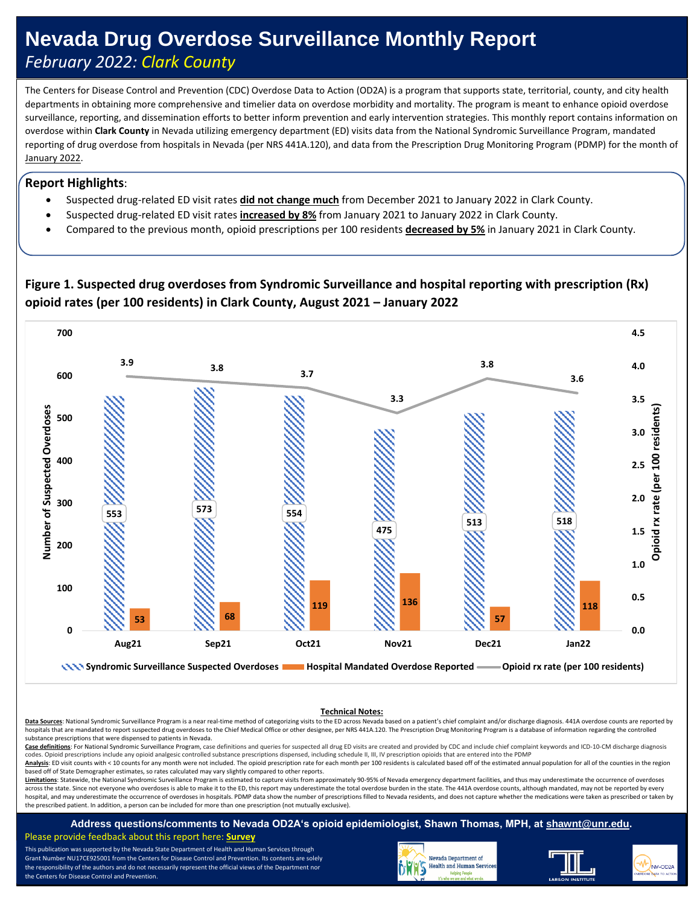# Nevada Drug Overdose Surveillance Monthly Report

*February 2022: Clark County*

The Centers for Disease Control and Prevention (CDC) Overdose Data to Action (OD2A) is a program that supports state, territorial, county, and city health departments in obtaining more comprehensive and timelier data on overdose morbidity and mortality. The program is meant to enhance opioid overdose surveillance, reporting, and dissemination efforts to better inform prevention and early intervention strategies. This monthly report contains information on overdose within **Clark County** in Nevada utilizing emergency department (ED) visits data from the National Syndromic Surveillance Program, mandated reporting of drug overdose from hospitals in Nevada (per NRS 441A.120), and data from the Prescription Drug Monitoring Program (PDMP) for the month of January 2022.

## Report Highlights:

- Suspected drug-related ED visit rates **did not change much** from December 2021 to January 2022 in Clark County.
- Suspected drug-related ED visit rates **increased by 8%** from January 2021 to January 2022 in Clark County.
- Compared to the previous month, opioid prescriptions per 100 residents **decreased by 5%** in January 2021 in Clark County.

**Figure 1. Suspected drug overdoses from Syndromic Surveillance and hospital reporting with prescription (Rx) opioid rates (per 100 residents) in Clark County, August 2021 – January 2022**

| Month | Syndromic Surveillance Suspected Overdoses | Hospital Mandated Overdose Reported | Opioid rx rate (per 100 residents) |
|---|---|---|---|
| Aug21 | 553 | 53 | 3.9 |
| Sep21 | 573 | 68 | 3.8 |
| Oct21 | 554 | 119 | 3.7 |
| Nov21 | 475 | 136 | 3.3 |
| Dec21 | 513 | 57 | 3.8 |
| Jan22 | 518 | 118 | 3.6 |

### Technical Notes:

**Data Sources**: National Syndromic Surveillance Program is a near real-time method of categorizing visits to the ED across Nevada based on a patient's chief complaint and/or discharge diagnosis. 441A overdose counts are reported by hospitals that are mandated to report suspected drug overdoses to the Chief Medical Officer or other designee, per NRS 441A.120. The Prescription Drug Monitoring Program is a database of information regarding the controlled substance prescriptions that were dispensed to patients in Nevada.

**Case definitions**: For National Syndromic Surveillance Program, case definitions and queries for suspected all drug ED visits are created and provided by CDC and include chief complaint keywords and ICD-10-CM discharge diagnosis codes. Opioid prescriptions include any opioid analgesic controlled substance prescriptions dispensed, including schedule II, III, IV prescription opioids that are entered into the PDMP

**Analysis**: ED visit counts with < 10 counts for any month were not included. The opioid prescription rate for each month per 100 residents is calculated based off of the estimated annual population for all of the counties in the region based off of State Demographer estimates, so rates calculated may vary slightly compared to other reports.

**Limitations**: Statewide, the National Syndromic Surveillance Program is estimated to capture visits from approximately 90-95% of Nevada emergency department facilities, and thus may underestimate the occurrence of overdoses across the state. Since not everyone who overdoses is able to make it to the ED, this report may underestimate the total overdose burden in the state. The 441A overdose counts, although mandated, may not be reported by every hospital, and may underestimate the occurrence of overdoses in hospitals. PDMP data show the number of prescriptions filled to Nevada residents, and does not capture whether the medications were taken as prescribed or taken by the prescribed patient. In addition, a person can be included for more than one prescription (not mutually exclusive).

**Address questions/comments to Nevada OD2A's opioid epidemiologist, Shawn Thomas, MPH, at shawnt@unr.edu.**

Please provide feedback about this report here: **Survey**

This publication was supported by the Nevada State Department of Health and Human Services through Grant Number NU17CE925001 from the Centers for Disease Control and Prevention. Its contents are solely the responsibility of the authors and do not necessarily represent the official views of the Department nor the Centers for Disease Control and Prevention.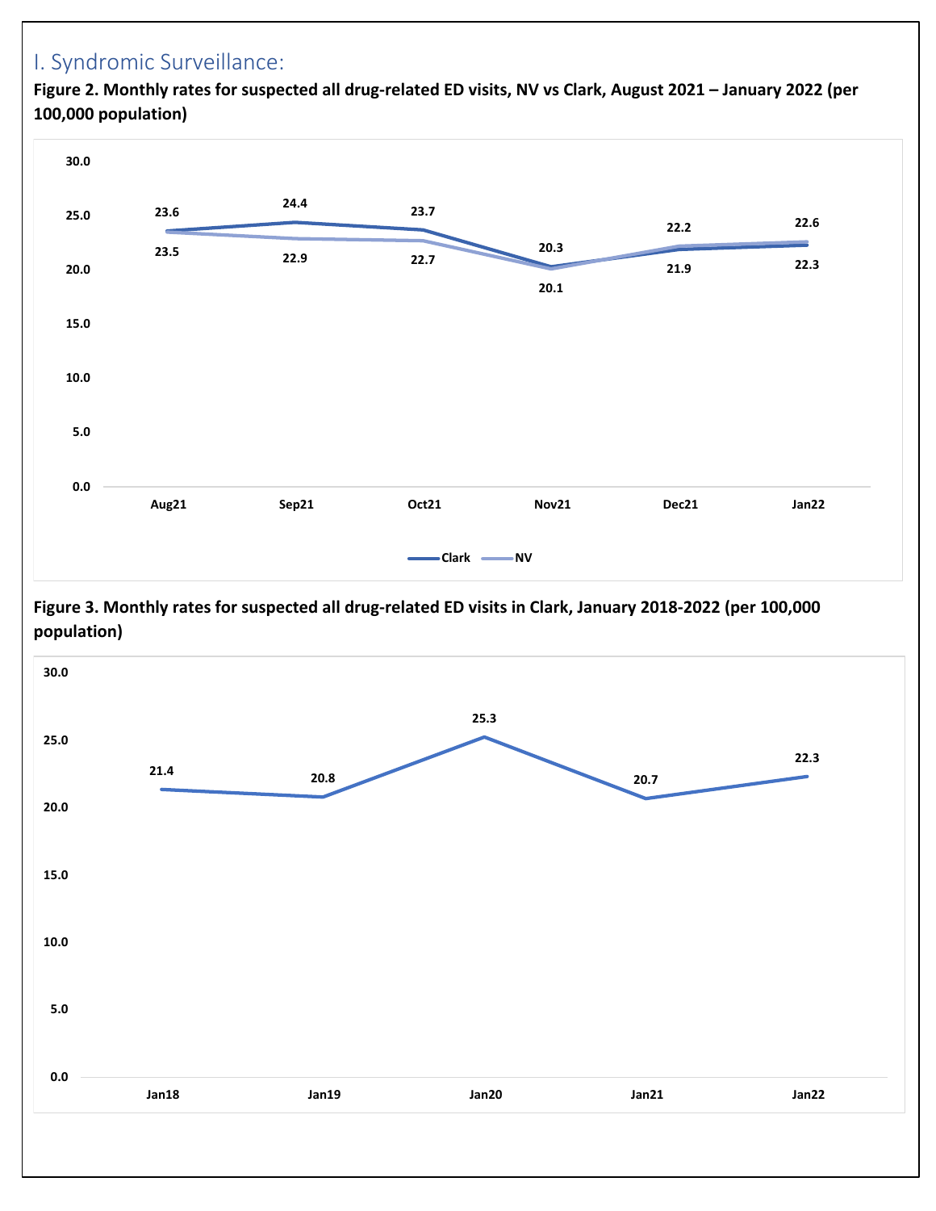## I. Syndromic Surveillance:

**Figure 2. Monthly rates for suspected all drug-related ED visits, NV vs Clark, August 2021 – January 2022 (per 100,000 population)**

| | Aug21 | Sep21 | Oct21 | Nov21 | Dec21 | Jan22 |
|---|---|---|---|---|---|---|
| Clark | 23.6 | 24.4 | 23.7 | 20.3 | 21.9 | 22.3 |
| NV | 23.5 | 22.9 | 22.7 | 20.1 | 22.2 | 22.6 |

**Figure 3. Monthly rates for suspected all drug-related ED visits in Clark, January 2018-2022 (per 100,000 population)**

| Jan18 | Jan19 | Jan20 | Jan21 | Jan22 |
|---|---|---|---|---|
| 21.4 | 20.8 | 25.3 | 20.7 | 22.3 |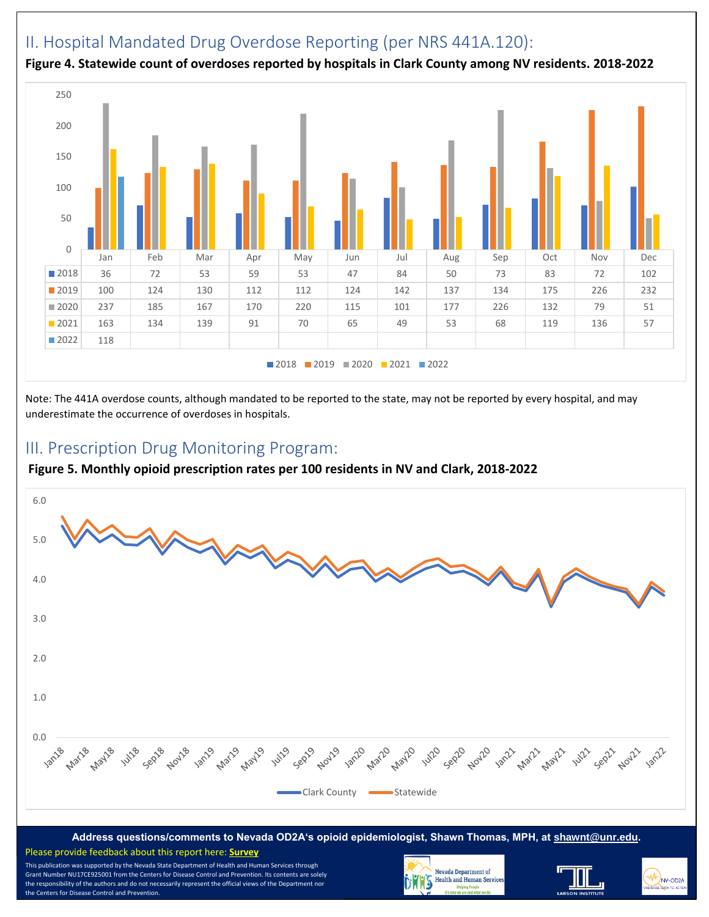## II. Hospital Mandated Drug Overdose Reporting (per NRS 441A.120):

**Figure 4. Statewide count of overdoses reported by hospitals in Clark County among NV residents. 2018-2022**

250
200
150
100
50
0

| | Jan | Feb | Mar | Apr | May | Jun | Jul | Aug | Sep | Oct | Nov | Dec |
|---|---|---|---|---|---|---|---|---|---|---|---|---|
| 2018 | 36 | 72 | 53 | 59 | 53 | 47 | 84 | 50 | 73 | 83 | 72 | 102 |
| 2019 | 100 | 124 | 130 | 112 | 112 | 124 | 142 | 137 | 134 | 175 | 226 | 232 |
| 2020 | 237 | 185 | 167 | 170 | 220 | 115 | 101 | 177 | 226 | 132 | 79 | 51 |
| 2021 | 163 | 134 | 139 | 91 | 70 | 65 | 49 | 53 | 68 | 119 | 136 | 57 |
| 2022 | 118 | | | | | | | | | | | |

2018 2019 2020 2021 2022

Note: The 441A overdose counts, although mandated to be reported to the state, may not be reported by every hospital, and may underestimate the occurrence of overdoses in hospitals.

## III. Prescription Drug Monitoring Program:

**Figure 5. Monthly opioid prescription rates per 100 residents in NV and Clark, 2018-2022**

6.0
5.0
4.0
3.0
2.0
1.0
0.0

Jan18 Mar18 May18 Jul18 Sep18 Nov18 Jan19 Mar19 May19 Jul19 Sep19 Nov19 Jan20 Mar20 May20 Jul20 Sep20 Nov20 Jan21 Mar21 May21 Jul21 Sep21 Nov21 Jan22

Clark County Statewide

**Address questions/comments to Nevada OD2A's opioid epidemiologist, Shawn Thomas, MPH, at shawnt@unr.edu.**

Please provide feedback about this report here: **Survey**

This publication was supported by the Nevada State Department of Health and Human Services through Grant Number NU17CE925001 from the Centers for Disease Control and Prevention. Its contents are solely the responsibility of the authors and do not necessarily represent the official views of the Department nor the Centers for Disease Control and Prevention.